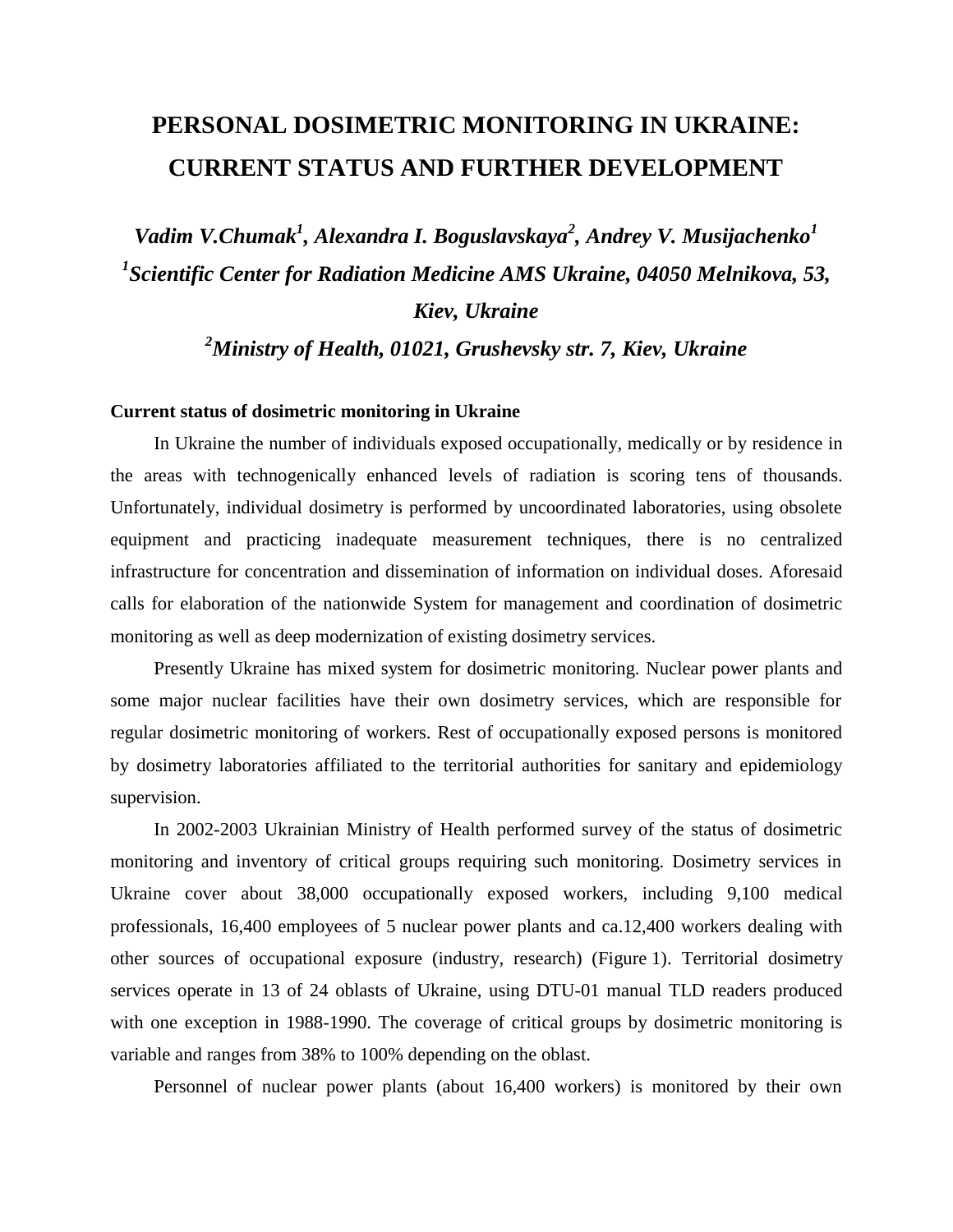# PERSONAL DOSIMETRIC MONITORING IN UKRAINE: CURRENT STATUS AND FURTHER DEVELOPMENT

***Vadim V.Chumak[1], Alexandra I. Boguslavskaya[2], Andrey V. Musijachenko[1]***

***[1]Scientific Center for Radiation Medicine AMS Ukraine, 04050 Melnikova, 53, Kiev, Ukraine***

***[2]Ministry of Health, 01021, Grushevsky str. 7, Kiev, Ukraine***

**Current status of dosimetric monitoring in Ukraine**

In Ukraine the number of individuals exposed occupationally, medically or by residence in the areas with technogenically enhanced levels of radiation is scoring tens of thousands. Unfortunately, individual dosimetry is performed by uncoordinated laboratories, using obsolete equipment and practicing inadequate measurement techniques, there is no centralized infrastructure for concentration and dissemination of information on individual doses. Aforesaid calls for elaboration of the nationwide System for management and coordination of dosimetric monitoring as well as deep modernization of existing dosimetry services.

Presently Ukraine has mixed system for dosimetric monitoring. Nuclear power plants and some major nuclear facilities have their own dosimetry services, which are responsible for regular dosimetric monitoring of workers. Rest of occupationally exposed persons is monitored by dosimetry laboratories affiliated to the territorial authorities for sanitary and epidemiology supervision.

In 2002-2003 Ukrainian Ministry of Health performed survey of the status of dosimetric monitoring and inventory of critical groups requiring such monitoring. Dosimetry services in Ukraine cover about 38,000 occupationally exposed workers, including 9,100 medical professionals, 16,400 employees of 5 nuclear power plants and ca.12,400 workers dealing with other sources of occupational exposure (industry, research) (Figure 1). Territorial dosimetry services operate in 13 of 24 oblasts of Ukraine, using DTU-01 manual TLD readers produced with one exception in 1988-1990. The coverage of critical groups by dosimetric monitoring is variable and ranges from 38% to 100% depending on the oblast.

Personnel of nuclear power plants (about 16,400 workers) is monitored by their own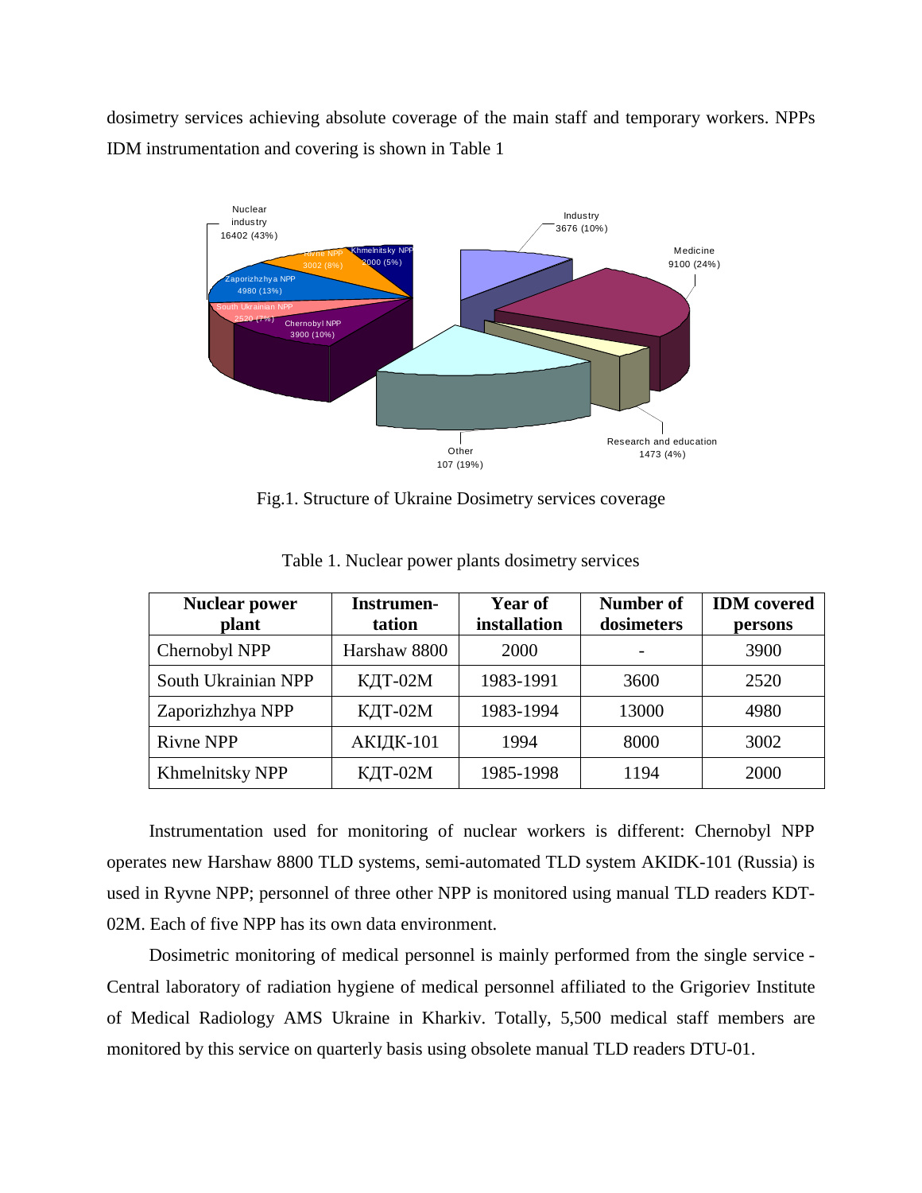dosimetry services achieving absolute coverage of the main staff and temporary workers. NPPs IDM instrumentation and covering is shown in Table 1

Fig.1. Structure of Ukraine Dosimetry services coverage

Table 1. Nuclear power plants dosimetry services

| Nuclear power plant | Instrumen-tation | Year of installation | Number of dosimeters | IDM covered persons |
|---|---|---|---|---|
| Chernobyl NPP | Harshaw 8800 | 2000 | - | 3900 |
| South Ukrainian NPP | КДТ-02М | 1983-1991 | 3600 | 2520 |
| Zaporizhzhya NPP | КДТ-02М | 1983-1994 | 13000 | 4980 |
| Rivne NPP | АКІДК-101 | 1994 | 8000 | 3002 |
| Khmelnitsky NPP | КДТ-02М | 1985-1998 | 1194 | 2000 |

Instrumentation used for monitoring of nuclear workers is different: Chernobyl NPP operates new Harshaw 8800 TLD systems, semi-automated TLD system AKIDK-101 (Russia) is used in Ryvne NPP; personnel of three other NPP is monitored using manual TLD readers KDT-02M. Each of five NPP has its own data environment.

Dosimetric monitoring of medical personnel is mainly performed from the single service - Central laboratory of radiation hygiene of medical personnel affiliated to the Grigoriev Institute of Medical Radiology AMS Ukraine in Kharkiv. Totally, 5,500 medical staff members are monitored by this service on quarterly basis using obsolete manual TLD readers DTU-01.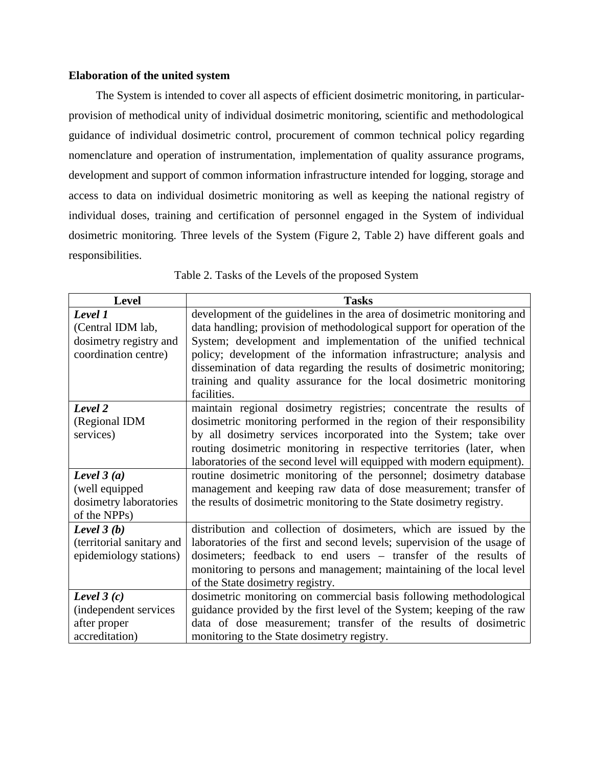**Elaboration of the united system**

The System is intended to cover all aspects of efficient dosimetric monitoring, in particular- provision of methodical unity of individual dosimetric monitoring, scientific and methodological guidance of individual dosimetric control, procurement of common technical policy regarding nomenclature and operation of instrumentation, implementation of quality assurance programs, development and support of common information infrastructure intended for logging, storage and access to data on individual dosimetric monitoring as well as keeping the national registry of individual doses, training and certification of personnel engaged in the System of individual dosimetric monitoring. Three levels of the System (Figure 2, Table 2) have different goals and responsibilities.

Table 2. Tasks of the Levels of the proposed System

| Level | Tasks |
|---|---|
| ***Level 1*** (Central IDM lab, dosimetry registry and coordination centre) | development of the guidelines in the area of dosimetric monitoring and data handling; provision of methodological support for operation of the System; development and implementation of the unified technical policy; development of the information infrastructure; analysis and dissemination of data regarding the results of dosimetric monitoring; training and quality assurance for the local dosimetric monitoring facilities. |
| ***Level 2*** (Regional IDM services) | maintain regional dosimetry registries; concentrate the results of dosimetric monitoring performed in the region of their responsibility by all dosimetry services incorporated into the System; take over routing dosimetric monitoring in respective territories (later, when laboratories of the second level will equipped with modern equipment). |
| ***Level 3 (a)*** (well equipped dosimetry laboratories of the NPPs) | routine dosimetric monitoring of the personnel; dosimetry database management and keeping raw data of dose measurement; transfer of the results of dosimetric monitoring to the State dosimetry registry. |
| ***Level 3 (b)*** (territorial sanitary and epidemiology stations) | distribution and collection of dosimeters, which are issued by the laboratories of the first and second levels; supervision of the usage of dosimeters; feedback to end users – transfer of the results of monitoring to persons and management; maintaining of the local level of the State dosimetry registry. |
| ***Level 3 (c)*** (independent services after proper accreditation) | dosimetric monitoring on commercial basis following methodological guidance provided by the first level of the System; keeping of the raw data of dose measurement; transfer of the results of dosimetric monitoring to the State dosimetry registry. |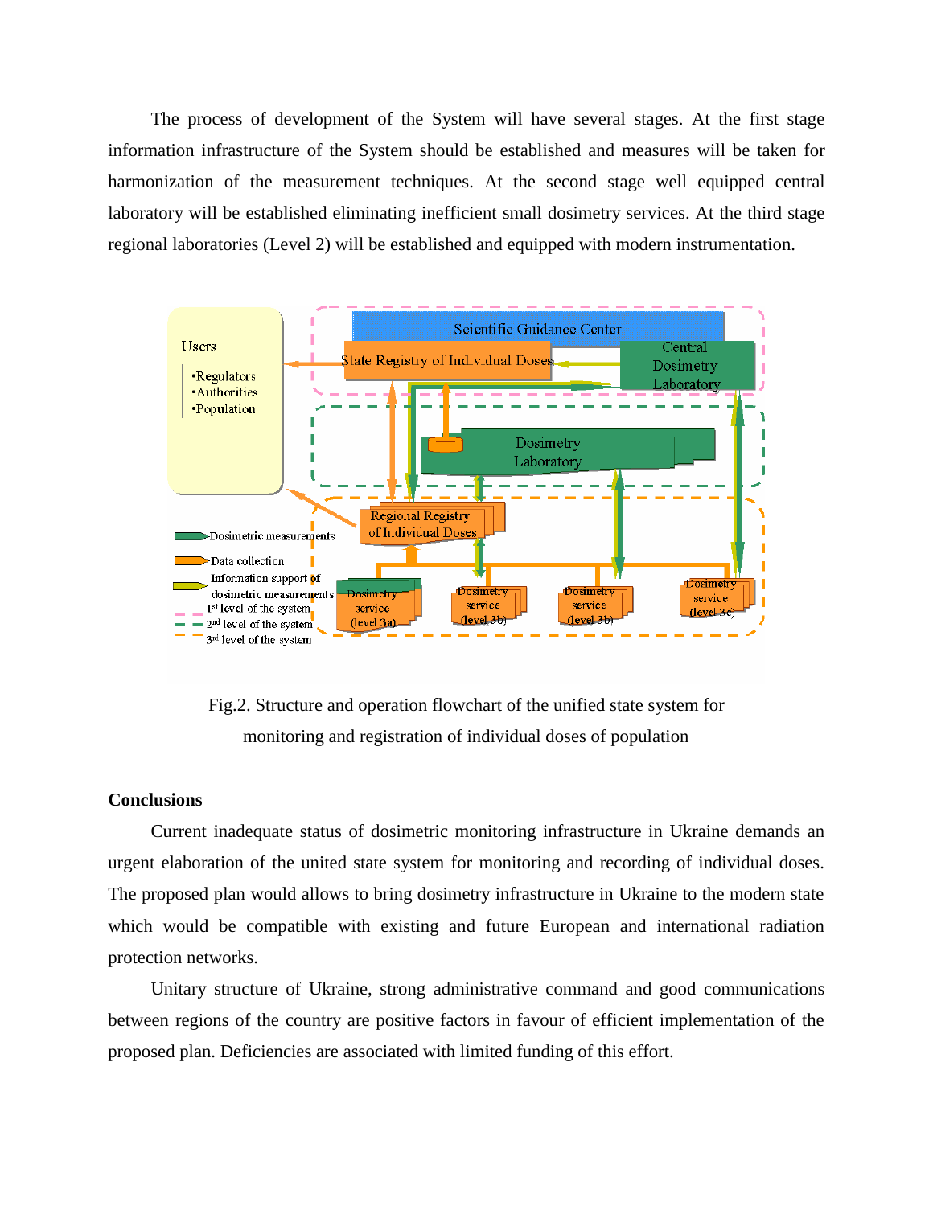The process of development of the System will have several stages. At the first stage information infrastructure of the System should be established and measures will be taken for harmonization of the measurement techniques. At the second stage well equipped central laboratory will be established eliminating inefficient small dosimetry services. At the third stage regional laboratories (Level 2) will be established and equipped with modern instrumentation.

Users
•Regulators
•Authorities
•Population

Scientific Guidance Center
State Registry of Individual Doses
Central Dosimetry Laboratory
Dosimetry Laboratory
Regional Registry of Individual Doses
Dosimetry service (level 3a)
Dosimetry service (level 3b)
Dosimetry service (level 3b)
Dosimetry service (level 3c)

Dosimetric measurements
Data collection
Information support of dosimetric measurements
1st level of the system
2nd level of the system
3rd level of the system

Fig.2. Structure and operation flowchart of the unified state system for monitoring and registration of individual doses of population

## Conclusions

Current inadequate status of dosimetric monitoring infrastructure in Ukraine demands an urgent elaboration of the united state system for monitoring and recording of individual doses. The proposed plan would allows to bring dosimetry infrastructure in Ukraine to the modern state which would be compatible with existing and future European and international radiation protection networks.

Unitary structure of Ukraine, strong administrative command and good communications between regions of the country are positive factors in favour of efficient implementation of the proposed plan. Deficiencies are associated with limited funding of this effort.